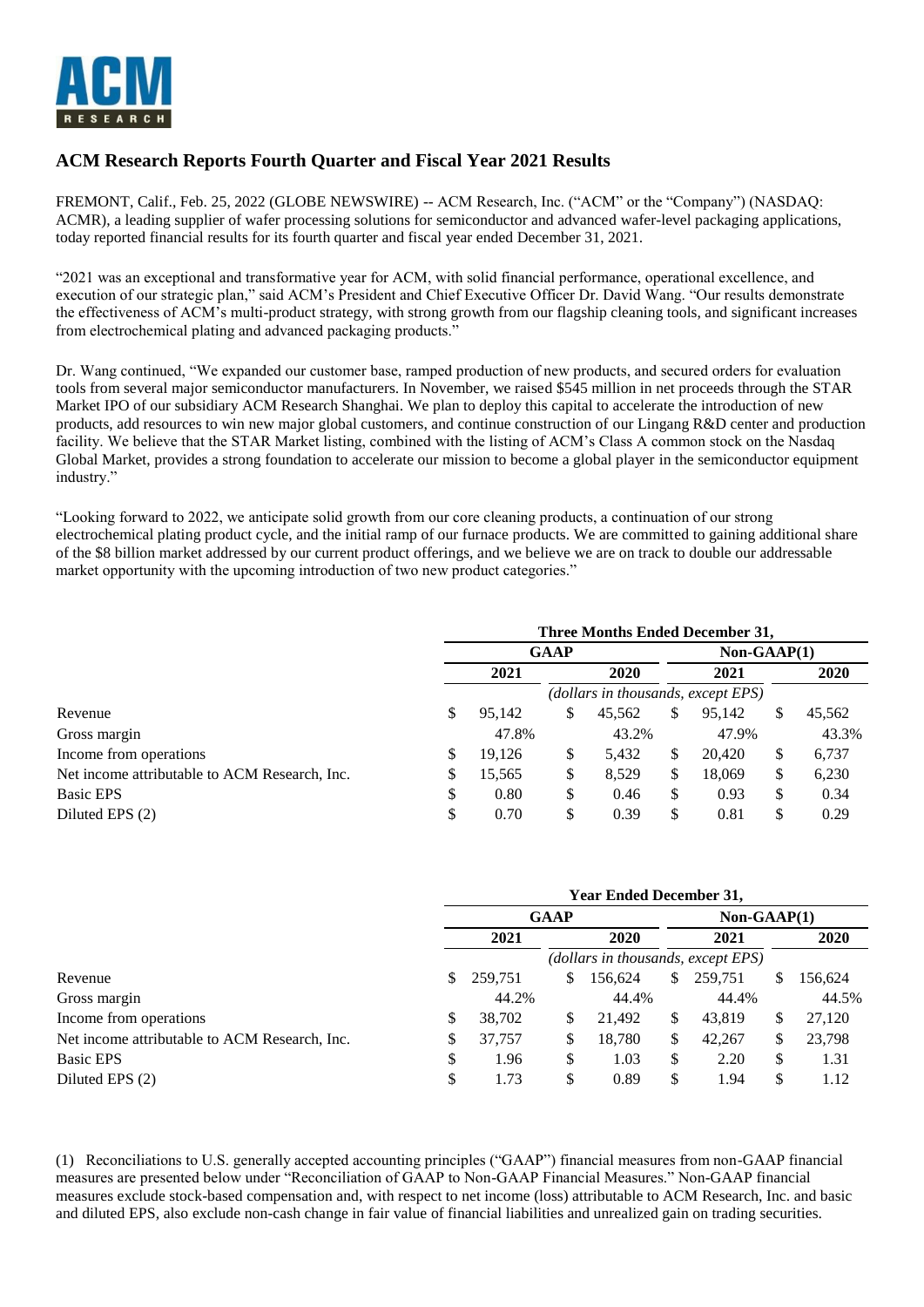ACM RESEARCH

# ACM Research Reports Fourth Quarter and Fiscal Year 2021 Results

FREMONT, Calif., Feb. 25, 2022 (GLOBE NEWSWIRE) -- ACM Research, Inc. ("ACM" or the "Company") (NASDAQ: ACMR), a leading supplier of wafer processing solutions for semiconductor and advanced wafer-level packaging applications, today reported financial results for its fourth quarter and fiscal year ended December 31, 2021.

"2021 was an exceptional and transformative year for ACM, with solid financial performance, operational excellence, and execution of our strategic plan," said ACM's President and Chief Executive Officer Dr. David Wang. "Our results demonstrate the effectiveness of ACM's multi-product strategy, with strong growth from our flagship cleaning tools, and significant increases from electrochemical plating and advanced packaging products."

Dr. Wang continued, "We expanded our customer base, ramped production of new products, and secured orders for evaluation tools from several major semiconductor manufacturers. In November, we raised $545 million in net proceeds through the STAR Market IPO of our subsidiary ACM Research Shanghai. We plan to deploy this capital to accelerate the introduction of new products, add resources to win new major global customers, and continue construction of our Lingang R&D center and production facility. We believe that the STAR Market listing, combined with the listing of ACM's Class A common stock on the Nasdaq Global Market, provides a strong foundation to accelerate our mission to become a global player in the semiconductor equipment industry."

"Looking forward to 2022, we anticipate solid growth from our core cleaning products, a continuation of our strong electrochemical plating product cycle, and the initial ramp of our furnace products. We are committed to gaining additional share of the $8 billion market addressed by our current product offerings, and we believe we are on track to double our addressable market opportunity with the upcoming introduction of two new product categories."

| | Three Months Ended December 31, | | | |
|---|---|---|---|---|
| | GAAP | | Non-GAAP(1) | |
| | 2021 | 2020 | 2021 | 2020 |
| | (dollars in thousands, except EPS) | | | |
| Revenue | $ 95,142 | $ 45,562 | $ 95,142 | $ 45,562 |
| Gross margin | 47.8% | 43.2% | 47.9% | 43.3% |
| Income from operations | $ 19,126 | $ 5,432 | $ 20,420 | $ 6,737 |
| Net income attributable to ACM Research, Inc. | $ 15,565 | $ 8,529 | $ 18,069 | $ 6,230 |
| Basic EPS | $ 0.80 | $ 0.46 | $ 0.93 | $ 0.34 |
| Diluted EPS (2) | $ 0.70 | $ 0.39 | $ 0.81 | $ 0.29 |

| | Year Ended December 31, | | | |
|---|---|---|---|---|
| | GAAP | | Non-GAAP(1) | |
| | 2021 | 2020 | 2021 | 2020 |
| | (dollars in thousands, except EPS) | | | |
| Revenue | $ 259,751 | $ 156,624 | $ 259,751 | $ 156,624 |
| Gross margin | 44.2% | 44.4% | 44.4% | 44.5% |
| Income from operations | $ 38,702 | $ 21,492 | $ 43,819 | $ 27,120 |
| Net income attributable to ACM Research, Inc. | $ 37,757 | $ 18,780 | $ 42,267 | $ 23,798 |
| Basic EPS | $ 1.96 | $ 1.03 | $ 2.20 | $ 1.31 |
| Diluted EPS (2) | $ 1.73 | $ 0.89 | $ 1.94 | $ 1.12 |

(1) Reconciliations to U.S. generally accepted accounting principles ("GAAP") financial measures from non-GAAP financial measures are presented below under "Reconciliation of GAAP to Non-GAAP Financial Measures." Non-GAAP financial measures exclude stock-based compensation and, with respect to net income (loss) attributable to ACM Research, Inc. and basic and diluted EPS, also exclude non-cash change in fair value of financial liabilities and unrealized gain on trading securities.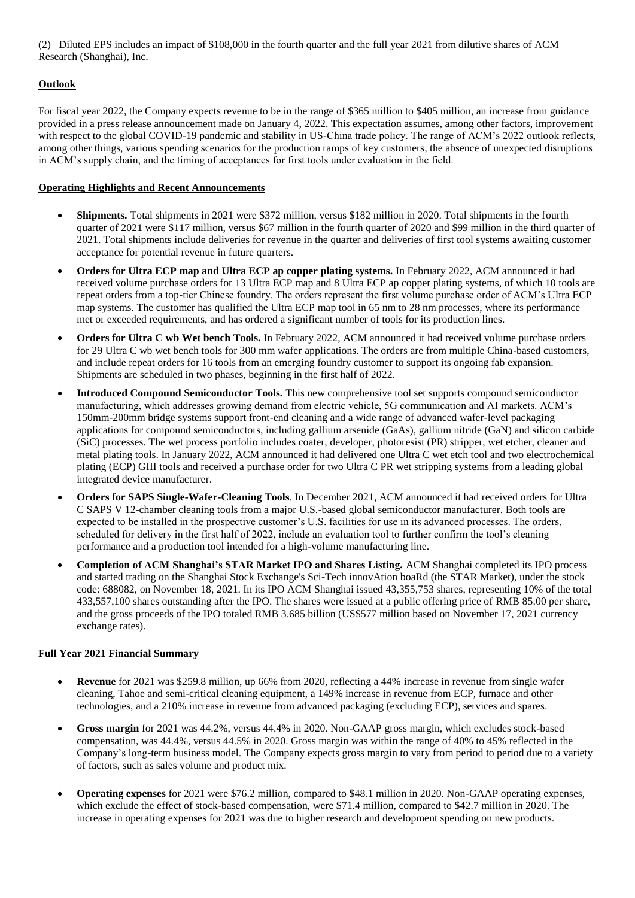(2) Diluted EPS includes an impact of $108,000 in the fourth quarter and the full year 2021 from dilutive shares of ACM Research (Shanghai), Inc.

## Outlook

For fiscal year 2022, the Company expects revenue to be in the range of $365 million to $405 million, an increase from guidance provided in a press release announcement made on January 4, 2022. This expectation assumes, among other factors, improvement with respect to the global COVID-19 pandemic and stability in US-China trade policy. The range of ACM's 2022 outlook reflects, among other things, various spending scenarios for the production ramps of key customers, the absence of unexpected disruptions in ACM's supply chain, and the timing of acceptances for first tools under evaluation in the field.

## Operating Highlights and Recent Announcements

- **Shipments.** Total shipments in 2021 were $372 million, versus $182 million in 2020. Total shipments in the fourth quarter of 2021 were $117 million, versus $67 million in the fourth quarter of 2020 and $99 million in the third quarter of 2021. Total shipments include deliveries for revenue in the quarter and deliveries of first tool systems awaiting customer acceptance for potential revenue in future quarters.
- **Orders for Ultra ECP map and Ultra ECP ap copper plating systems.** In February 2022, ACM announced it had received volume purchase orders for 13 Ultra ECP map and 8 Ultra ECP ap copper plating systems, of which 10 tools are repeat orders from a top-tier Chinese foundry. The orders represent the first volume purchase order of ACM's Ultra ECP map systems. The customer has qualified the Ultra ECP map tool in 65 nm to 28 nm processes, where its performance met or exceeded requirements, and has ordered a significant number of tools for its production lines.
- **Orders for Ultra C wb Wet bench Tools.** In February 2022, ACM announced it had received volume purchase orders for 29 Ultra C wb wet bench tools for 300 mm wafer applications. The orders are from multiple China-based customers, and include repeat orders for 16 tools from an emerging foundry customer to support its ongoing fab expansion. Shipments are scheduled in two phases, beginning in the first half of 2022.
- **Introduced Compound Semiconductor Tools.** This new comprehensive tool set supports compound semiconductor manufacturing, which addresses growing demand from electric vehicle, 5G communication and AI markets. ACM's 150mm-200mm bridge systems support front-end cleaning and a wide range of advanced wafer-level packaging applications for compound semiconductors, including gallium arsenide (GaAs), gallium nitride (GaN) and silicon carbide (SiC) processes. The wet process portfolio includes coater, developer, photoresist (PR) stripper, wet etcher, cleaner and metal plating tools. In January 2022, ACM announced it had delivered one Ultra C wet etch tool and two electrochemical plating (ECP) GIII tools and received a purchase order for two Ultra C PR wet stripping systems from a leading global integrated device manufacturer.
- **Orders for SAPS Single-Wafer-Cleaning Tools**. In December 2021, ACM announced it had received orders for Ultra C SAPS V 12-chamber cleaning tools from a major U.S.-based global semiconductor manufacturer. Both tools are expected to be installed in the prospective customer's U.S. facilities for use in its advanced processes. The orders, scheduled for delivery in the first half of 2022, include an evaluation tool to further confirm the tool's cleaning performance and a production tool intended for a high-volume manufacturing line.
- **Completion of ACM Shanghai's STAR Market IPO and Shares Listing.** ACM Shanghai completed its IPO process and started trading on the Shanghai Stock Exchange's Sci-Tech innovAtion boaRd (the STAR Market), under the stock code: 688082, on November 18, 2021. In its IPO ACM Shanghai issued 43,355,753 shares, representing 10% of the total 433,557,100 shares outstanding after the IPO. The shares were issued at a public offering price of RMB 85.00 per share, and the gross proceeds of the IPO totaled RMB 3.685 billion (US$577 million based on November 17, 2021 currency exchange rates).

## Full Year 2021 Financial Summary

- **Revenue** for 2021 was $259.8 million, up 66% from 2020, reflecting a 44% increase in revenue from single wafer cleaning, Tahoe and semi-critical cleaning equipment, a 149% increase in revenue from ECP, furnace and other technologies, and a 210% increase in revenue from advanced packaging (excluding ECP), services and spares.
- **Gross margin** for 2021 was 44.2%, versus 44.4% in 2020. Non-GAAP gross margin, which excludes stock-based compensation, was 44.4%, versus 44.5% in 2020. Gross margin was within the range of 40% to 45% reflected in the Company's long-term business model. The Company expects gross margin to vary from period to period due to a variety of factors, such as sales volume and product mix.
- **Operating expenses** for 2021 were $76.2 million, compared to $48.1 million in 2020. Non-GAAP operating expenses, which exclude the effect of stock-based compensation, were $71.4 million, compared to $42.7 million in 2020. The increase in operating expenses for 2021 was due to higher research and development spending on new products.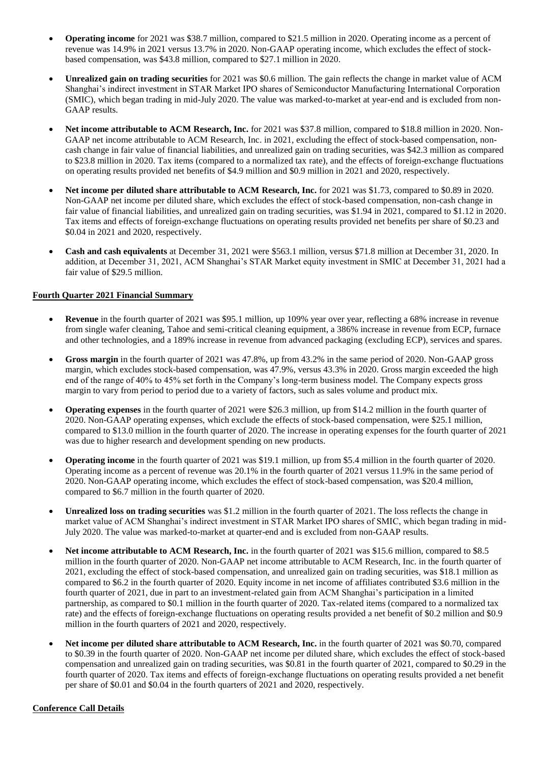- **Operating income** for 2021 was $38.7 million, compared to $21.5 million in 2020. Operating income as a percent of revenue was 14.9% in 2021 versus 13.7% in 2020. Non-GAAP operating income, which excludes the effect of stock-based compensation, was $43.8 million, compared to $27.1 million in 2020.

- **Unrealized gain on trading securities** for 2021 was $0.6 million. The gain reflects the change in market value of ACM Shanghai's indirect investment in STAR Market IPO shares of Semiconductor Manufacturing International Corporation (SMIC), which began trading in mid-July 2020. The value was marked-to-market at year-end and is excluded from non-GAAP results.

- **Net income attributable to ACM Research, Inc.** for 2021 was $37.8 million, compared to $18.8 million in 2020. Non-GAAP net income attributable to ACM Research, Inc. in 2021, excluding the effect of stock-based compensation, non-cash change in fair value of financial liabilities, and unrealized gain on trading securities, was $42.3 million as compared to $23.8 million in 2020. Tax items (compared to a normalized tax rate), and the effects of foreign-exchange fluctuations on operating results provided net benefits of $4.9 million and $0.9 million in 2021 and 2020, respectively.

- **Net income per diluted share attributable to ACM Research, Inc.** for 2021 was $1.73, compared to $0.89 in 2020. Non-GAAP net income per diluted share, which excludes the effect of stock-based compensation, non-cash change in fair value of financial liabilities, and unrealized gain on trading securities, was $1.94 in 2021, compared to $1.12 in 2020. Tax items and effects of foreign-exchange fluctuations on operating results provided net benefits per share of $0.23 and $0.04 in 2021 and 2020, respectively.

- **Cash and cash equivalents** at December 31, 2021 were $563.1 million, versus $71.8 million at December 31, 2020. In addition, at December 31, 2021, ACM Shanghai's STAR Market equity investment in SMIC at December 31, 2021 had a fair value of $29.5 million.

**Fourth Quarter 2021 Financial Summary**

- **Revenue** in the fourth quarter of 2021 was $95.1 million, up 109% year over year, reflecting a 68% increase in revenue from single wafer cleaning, Tahoe and semi-critical cleaning equipment, a 386% increase in revenue from ECP, furnace and other technologies, and a 189% increase in revenue from advanced packaging (excluding ECP), services and spares.

- **Gross margin** in the fourth quarter of 2021 was 47.8%, up from 43.2% in the same period of 2020. Non-GAAP gross margin, which excludes stock-based compensation, was 47.9%, versus 43.3% in 2020. Gross margin exceeded the high end of the range of 40% to 45% set forth in the Company's long-term business model. The Company expects gross margin to vary from period to period due to a variety of factors, such as sales volume and product mix.

- **Operating expenses** in the fourth quarter of 2021 were $26.3 million, up from $14.2 million in the fourth quarter of 2020. Non-GAAP operating expenses, which exclude the effects of stock-based compensation, were $25.1 million, compared to $13.0 million in the fourth quarter of 2020. The increase in operating expenses for the fourth quarter of 2021 was due to higher research and development spending on new products.

- **Operating income** in the fourth quarter of 2021 was $19.1 million, up from $5.4 million in the fourth quarter of 2020. Operating income as a percent of revenue was 20.1% in the fourth quarter of 2021 versus 11.9% in the same period of 2020. Non-GAAP operating income, which excludes the effect of stock-based compensation, was $20.4 million, compared to $6.7 million in the fourth quarter of 2020.

- **Unrealized loss on trading securities** was $1.2 million in the fourth quarter of 2021. The loss reflects the change in market value of ACM Shanghai's indirect investment in STAR Market IPO shares of SMIC, which began trading in mid-July 2020. The value was marked-to-market at quarter-end and is excluded from non-GAAP results.

- **Net income attributable to ACM Research, Inc.** in the fourth quarter of 2021 was $15.6 million, compared to $8.5 million in the fourth quarter of 2020. Non-GAAP net income attributable to ACM Research, Inc. in the fourth quarter of 2021, excluding the effect of stock-based compensation, and unrealized gain on trading securities, was $18.1 million as compared to $6.2 in the fourth quarter of 2020. Equity income in net income of affiliates contributed $3.6 million in the fourth quarter of 2021, due in part to an investment-related gain from ACM Shanghai's participation in a limited partnership, as compared to $0.1 million in the fourth quarter of 2020. Tax-related items (compared to a normalized tax rate) and the effects of foreign-exchange fluctuations on operating results provided a net benefit of $0.2 million and $0.9 million in the fourth quarters of 2021 and 2020, respectively.

- **Net income per diluted share attributable to ACM Research, Inc.** in the fourth quarter of 2021 was $0.70, compared to $0.39 in the fourth quarter of 2020. Non-GAAP net income per diluted share, which excludes the effect of stock-based compensation and unrealized gain on trading securities, was $0.81 in the fourth quarter of 2021, compared to $0.29 in the fourth quarter of 2020. Tax items and effects of foreign-exchange fluctuations on operating results provided a net benefit per share of $0.01 and $0.04 in the fourth quarters of 2021 and 2020, respectively.

**Conference Call Details**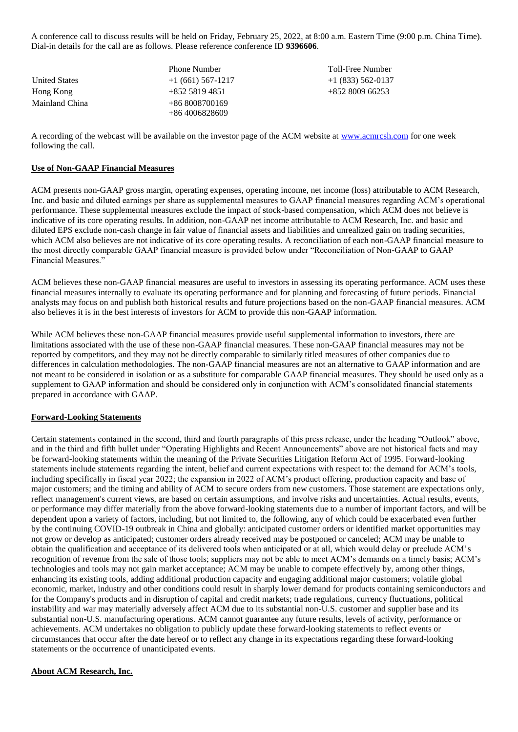A conference call to discuss results will be held on Friday, February 25, 2022, at 8:00 a.m. Eastern Time (9:00 p.m. China Time). Dial-in details for the call are as follows. Please reference conference ID **9396606**.

| | Phone Number | Toll-Free Number |
|---|---|---|
| United States | +1 (661) 567-1217 | +1 (833) 562-0137 |
| Hong Kong | +852 5819 4851 | +852 8009 66253 |
| Mainland China | +86 8008700169<br>+86 4006828609 | |

A recording of the webcast will be available on the investor page of the ACM website at www.acmrcsh.com for one week following the call.

**Use of Non-GAAP Financial Measures**

ACM presents non-GAAP gross margin, operating expenses, operating income, net income (loss) attributable to ACM Research, Inc. and basic and diluted earnings per share as supplemental measures to GAAP financial measures regarding ACM's operational performance. These supplemental measures exclude the impact of stock-based compensation, which ACM does not believe is indicative of its core operating results. In addition, non-GAAP net income attributable to ACM Research, Inc. and basic and diluted EPS exclude non-cash change in fair value of financial assets and liabilities and unrealized gain on trading securities, which ACM also believes are not indicative of its core operating results. A reconciliation of each non-GAAP financial measure to the most directly comparable GAAP financial measure is provided below under "Reconciliation of Non-GAAP to GAAP Financial Measures."

ACM believes these non-GAAP financial measures are useful to investors in assessing its operating performance. ACM uses these financial measures internally to evaluate its operating performance and for planning and forecasting of future periods. Financial analysts may focus on and publish both historical results and future projections based on the non-GAAP financial measures. ACM also believes it is in the best interests of investors for ACM to provide this non-GAAP information.

While ACM believes these non-GAAP financial measures provide useful supplemental information to investors, there are limitations associated with the use of these non-GAAP financial measures. These non-GAAP financial measures may not be reported by competitors, and they may not be directly comparable to similarly titled measures of other companies due to differences in calculation methodologies. The non-GAAP financial measures are not an alternative to GAAP information and are not meant to be considered in isolation or as a substitute for comparable GAAP financial measures. They should be used only as a supplement to GAAP information and should be considered only in conjunction with ACM's consolidated financial statements prepared in accordance with GAAP.

**Forward-Looking Statements**

Certain statements contained in the second, third and fourth paragraphs of this press release, under the heading "Outlook" above, and in the third and fifth bullet under "Operating Highlights and Recent Announcements" above are not historical facts and may be forward-looking statements within the meaning of the Private Securities Litigation Reform Act of 1995. Forward-looking statements include statements regarding the intent, belief and current expectations with respect to: the demand for ACM's tools, including specifically in fiscal year 2022; the expansion in 2022 of ACM's product offering, production capacity and base of major customers; and the timing and ability of ACM to secure orders from new customers. Those statement are expectations only, reflect management's current views, are based on certain assumptions, and involve risks and uncertainties. Actual results, events, or performance may differ materially from the above forward-looking statements due to a number of important factors, and will be dependent upon a variety of factors, including, but not limited to, the following, any of which could be exacerbated even further by the continuing COVID-19 outbreak in China and globally: anticipated customer orders or identified market opportunities may not grow or develop as anticipated; customer orders already received may be postponed or canceled; ACM may be unable to obtain the qualification and acceptance of its delivered tools when anticipated or at all, which would delay or preclude ACM's recognition of revenue from the sale of those tools; suppliers may not be able to meet ACM's demands on a timely basis; ACM's technologies and tools may not gain market acceptance; ACM may be unable to compete effectively by, among other things, enhancing its existing tools, adding additional production capacity and engaging additional major customers; volatile global economic, market, industry and other conditions could result in sharply lower demand for products containing semiconductors and for the Company's products and in disruption of capital and credit markets; trade regulations, currency fluctuations, political instability and war may materially adversely affect ACM due to its substantial non-U.S. customer and supplier base and its substantial non-U.S. manufacturing operations. ACM cannot guarantee any future results, levels of activity, performance or achievements. ACM undertakes no obligation to publicly update these forward-looking statements to reflect events or circumstances that occur after the date hereof or to reflect any change in its expectations regarding these forward-looking statements or the occurrence of unanticipated events.

**About ACM Research, Inc.**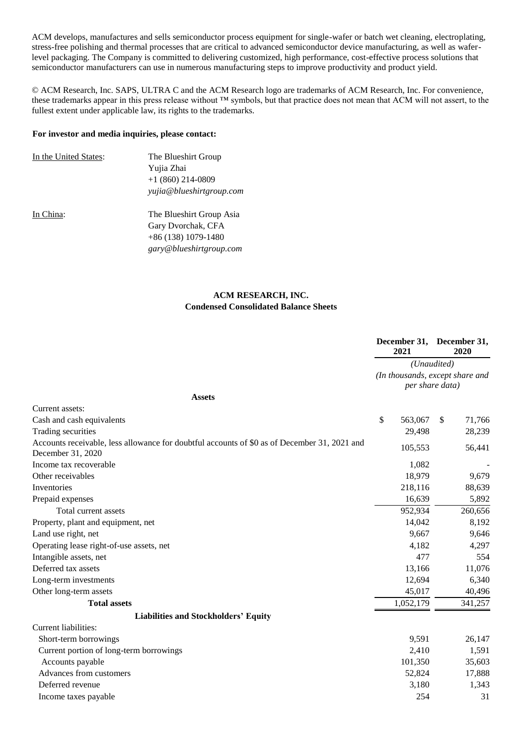ACM develops, manufactures and sells semiconductor process equipment for single-wafer or batch wet cleaning, electroplating, stress-free polishing and thermal processes that are critical to advanced semiconductor device manufacturing, as well as wafer-level packaging. The Company is committed to delivering customized, high performance, cost-effective process solutions that semiconductor manufacturers can use in numerous manufacturing steps to improve productivity and product yield.

© ACM Research, Inc. SAPS, ULTRA C and the ACM Research logo are trademarks of ACM Research, Inc. For convenience, these trademarks appear in this press release without ™ symbols, but that practice does not mean that ACM will not assert, to the fullest extent under applicable law, its rights to the trademarks.

**For investor and media inquiries, please contact:**

In the United States: The Blueshirt Group
Yujia Zhai
+1 (860) 214-0809
*yujia@blueshirtgroup.com*

In China: The Blueshirt Group Asia
Gary Dvorchak, CFA
+86 (138) 1079-1480
*gary@blueshirtgroup.com*

**ACM RESEARCH, INC.**
**Condensed Consolidated Balance Sheets**

| | December 31, 2021 | December 31, 2020 |
|---|---|---|
| | *(Unaudited)* | |
| | *(In thousands, except share and per share data)* | |
| **Assets** | | |
| Current assets: | | |
| Cash and cash equivalents | $ 563,067 | $ 71,766 |
| Trading securities | 29,498 | 28,239 |
| Accounts receivable, less allowance for doubtful accounts of $0 as of December 31, 2021 and December 31, 2020 | 105,553 | 56,441 |
| Income tax recoverable | 1,082 | - |
| Other receivables | 18,979 | 9,679 |
| Inventories | 218,116 | 88,639 |
| Prepaid expenses | 16,639 | 5,892 |
| Total current assets | 952,934 | 260,656 |
| Property, plant and equipment, net | 14,042 | 8,192 |
| Land use right, net | 9,667 | 9,646 |
| Operating lease right-of-use assets, net | 4,182 | 4,297 |
| Intangible assets, net | 477 | 554 |
| Deferred tax assets | 13,166 | 11,076 |
| Long-term investments | 12,694 | 6,340 |
| Other long-term assets | 45,017 | 40,496 |
| **Total assets** | 1,052,179 | 341,257 |
| **Liabilities and Stockholders' Equity** | | |
| Current liabilities: | | |
| Short-term borrowings | 9,591 | 26,147 |
| Current portion of long-term borrowings | 2,410 | 1,591 |
| Accounts payable | 101,350 | 35,603 |
| Advances from customers | 52,824 | 17,888 |
| Deferred revenue | 3,180 | 1,343 |
| Income taxes payable | 254 | 31 |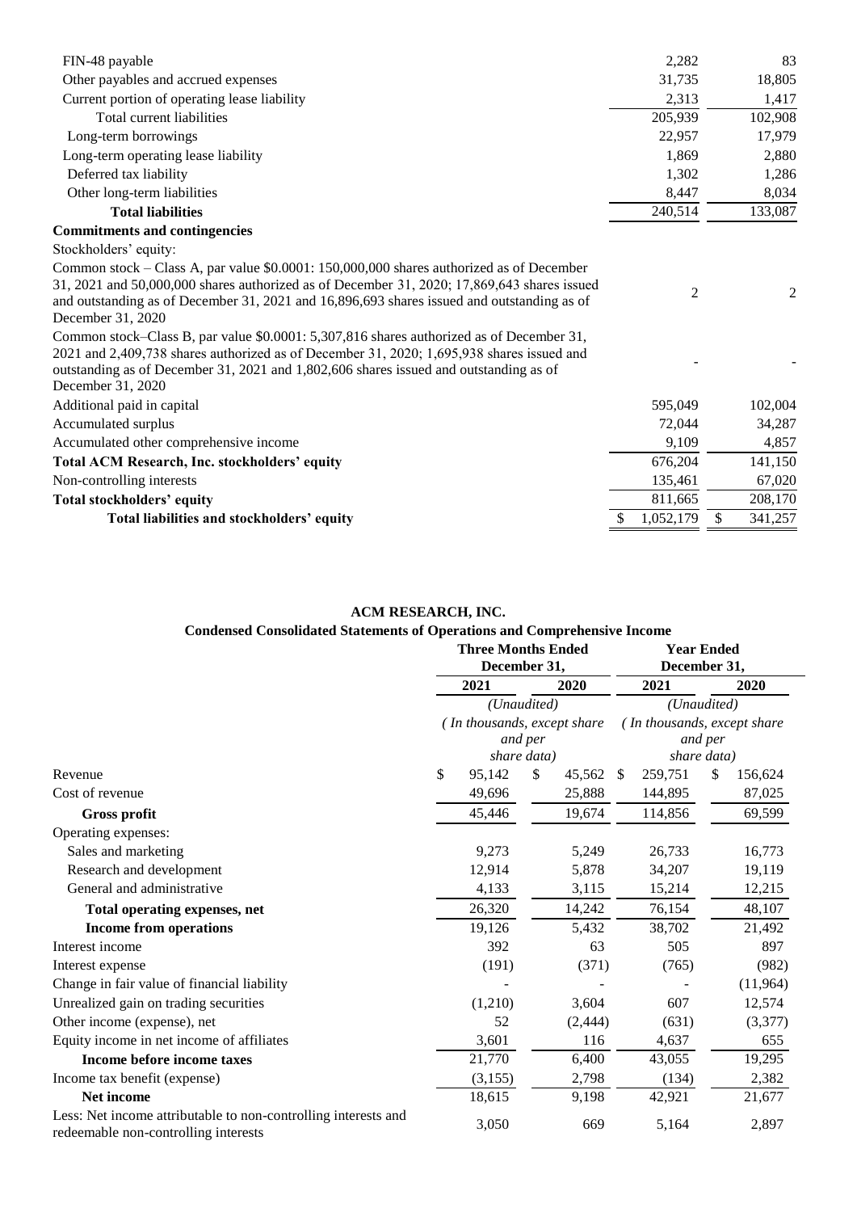| | | |
|---|---|---|
| FIN-48 payable | 2,282 | 83 |
| Other payables and accrued expenses | 31,735 | 18,805 |
| Current portion of operating lease liability | 2,313 | 1,417 |
| Total current liabilities | 205,939 | 102,908 |
| Long-term borrowings | 22,957 | 17,979 |
| Long-term operating lease liability | 1,869 | 2,880 |
| Deferred tax liability | 1,302 | 1,286 |
| Other long-term liabilities | 8,447 | 8,034 |
| **Total liabilities** | 240,514 | 133,087 |
| **Commitments and contingencies** | | |
| Stockholders' equity: | | |
| Common stock – Class A, par value $0.0001: 150,000,000 shares authorized as of December 31, 2021 and 50,000,000 shares authorized as of December 31, 2020; 17,869,643 shares issued and outstanding as of December 31, 2021 and 16,896,693 shares issued and outstanding as of December 31, 2020 | 2 | 2 |
| Common stock–Class B, par value $0.0001: 5,307,816 shares authorized as of December 31, 2021 and 2,409,738 shares authorized as of December 31, 2020; 1,695,938 shares issued and outstanding as of December 31, 2021 and 1,802,606 shares issued and outstanding as of December 31, 2020 | - | - |
| Additional paid in capital | 595,049 | 102,004 |
| Accumulated surplus | 72,044 | 34,287 |
| Accumulated other comprehensive income | 9,109 | 4,857 |
| **Total ACM Research, Inc. stockholders' equity** | 676,204 | 141,150 |
| Non-controlling interests | 135,461 | 67,020 |
| **Total stockholders' equity** | 811,665 | 208,170 |
| **Total liabilities and stockholders' equity** | $ 1,052,179 | $ 341,257 |

**ACM RESEARCH, INC.**

**Condensed Consolidated Statements of Operations and Comprehensive Income**

| | Three Months Ended December 31, | | Year Ended December 31, | |
|---|---|---|---|---|
| | 2021 | 2020 | 2021 | 2020 |
| | (Unaudited) | | (Unaudited) | |
| | (In thousands, except share and per share data) | | (In thousands, except share and per share data) | |
| Revenue | $ 95,142 | $ 45,562 | $ 259,751 | $ 156,624 |
| Cost of revenue | 49,696 | 25,888 | 144,895 | 87,025 |
| **Gross profit** | 45,446 | 19,674 | 114,856 | 69,599 |
| Operating expenses: | | | | |
| Sales and marketing | 9,273 | 5,249 | 26,733 | 16,773 |
| Research and development | 12,914 | 5,878 | 34,207 | 19,119 |
| General and administrative | 4,133 | 3,115 | 15,214 | 12,215 |
| **Total operating expenses, net** | 26,320 | 14,242 | 76,154 | 48,107 |
| **Income from operations** | 19,126 | 5,432 | 38,702 | 21,492 |
| Interest income | 392 | 63 | 505 | 897 |
| Interest expense | (191) | (371) | (765) | (982) |
| Change in fair value of financial liability | - | - | - | (11,964) |
| Unrealized gain on trading securities | (1,210) | 3,604 | 607 | 12,574 |
| Other income (expense), net | 52 | (2,444) | (631) | (3,377) |
| Equity income in net income of affiliates | 3,601 | 116 | 4,637 | 655 |
| **Income before income taxes** | 21,770 | 6,400 | 43,055 | 19,295 |
| Income tax benefit (expense) | (3,155) | 2,798 | (134) | 2,382 |
| **Net income** | 18,615 | 9,198 | 42,921 | 21,677 |
| Less: Net income attributable to non-controlling interests and redeemable non-controlling interests | 3,050 | 669 | 5,164 | 2,897 |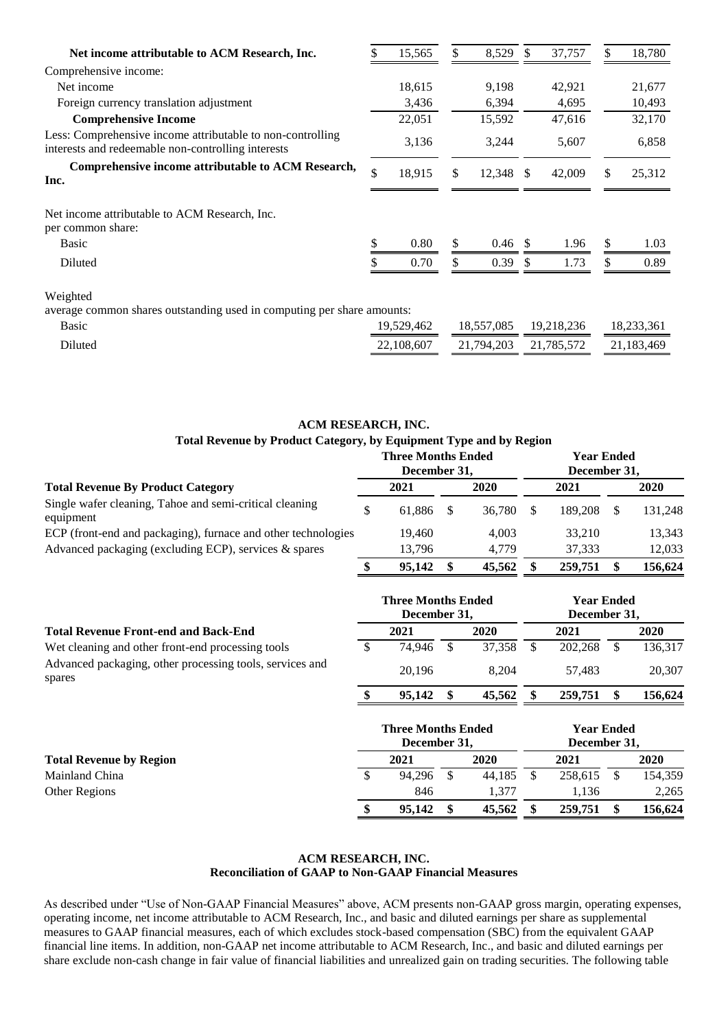| | Three Months Ended December 31, 2021 | Three Months Ended December 31, 2020 | Year Ended December 31, 2021 | Year Ended December 31, 2020 |
|---|---|---|---|---|
| **Net income attributable to ACM Research, Inc.** | $ 15,565 | $ 8,529 | $ 37,757 | $ 18,780 |
| Comprehensive income: | | | | |
| Net income | 18,615 | 9,198 | 42,921 | 21,677 |
| Foreign currency translation adjustment | 3,436 | 6,394 | 4,695 | 10,493 |
| **Comprehensive Income** | 22,051 | 15,592 | 47,616 | 32,170 |
| Less: Comprehensive income attributable to non-controlling interests and redeemable non-controlling interests | 3,136 | 3,244 | 5,607 | 6,858 |
| **Comprehensive income attributable to ACM Research, Inc.** | $ 18,915 | $ 12,348 | $ 42,009 | $ 25,312 |
| Net income attributable to ACM Research, Inc. per common share: | | | | |
| Basic | $ 0.80 | $ 0.46 | $ 1.96 | $ 1.03 |
| Diluted | $ 0.70 | $ 0.39 | $ 1.73 | $ 0.89 |
| Weighted average common shares outstanding used in computing per share amounts: | | | | |
| Basic | 19,529,462 | 18,557,085 | 19,218,236 | 18,233,361 |
| Diluted | 22,108,607 | 21,794,203 | 21,785,572 | 21,183,469 |

**ACM RESEARCH, INC.**
**Total Revenue by Product Category, by Equipment Type and by Region**

| | Three Months Ended December 31, | | Year Ended December 31, | |
|---|---|---|---|---|
| **Total Revenue By Product Category** | **2021** | **2020** | **2021** | **2020** |
| Single wafer cleaning, Tahoe and semi-critical cleaning equipment | $ 61,886 | $ 36,780 | $ 189,208 | $ 131,248 |
| ECP (front-end and packaging), furnace and other technologies | 19,460 | 4,003 | 33,210 | 13,343 |
| Advanced packaging (excluding ECP), services & spares | 13,796 | 4,779 | 37,333 | 12,033 |
| | **$ 95,142** | **$ 45,562** | **$ 259,751** | **$ 156,624** |

| | Three Months Ended December 31, | | Year Ended December 31, | |
|---|---|---|---|---|
| **Total Revenue Front-end and Back-End** | **2021** | **2020** | **2021** | **2020** |
| Wet cleaning and other front-end processing tools | $ 74,946 | $ 37,358 | $ 202,268 | $ 136,317 |
| Advanced packaging, other processing tools, services and spares | 20,196 | 8,204 | 57,483 | 20,307 |
| | **$ 95,142** | **$ 45,562** | **$ 259,751** | **$ 156,624** |

| | Three Months Ended December 31, | | Year Ended December 31, | |
|---|---|---|---|---|
| **Total Revenue by Region** | **2021** | **2020** | **2021** | **2020** |
| Mainland China | $ 94,296 | $ 44,185 | $ 258,615 | $ 154,359 |
| Other Regions | 846 | 1,377 | 1,136 | 2,265 |
| | **$ 95,142** | **$ 45,562** | **$ 259,751** | **$ 156,624** |

**ACM RESEARCH, INC.**
**Reconciliation of GAAP to Non-GAAP Financial Measures**

As described under "Use of Non-GAAP Financial Measures" above, ACM presents non-GAAP gross margin, operating expenses, operating income, net income attributable to ACM Research, Inc., and basic and diluted earnings per share as supplemental measures to GAAP financial measures, each of which excludes stock-based compensation (SBC) from the equivalent GAAP financial line items. In addition, non-GAAP net income attributable to ACM Research, Inc., and basic and diluted earnings per share exclude non-cash change in fair value of financial liabilities and unrealized gain on trading securities. The following table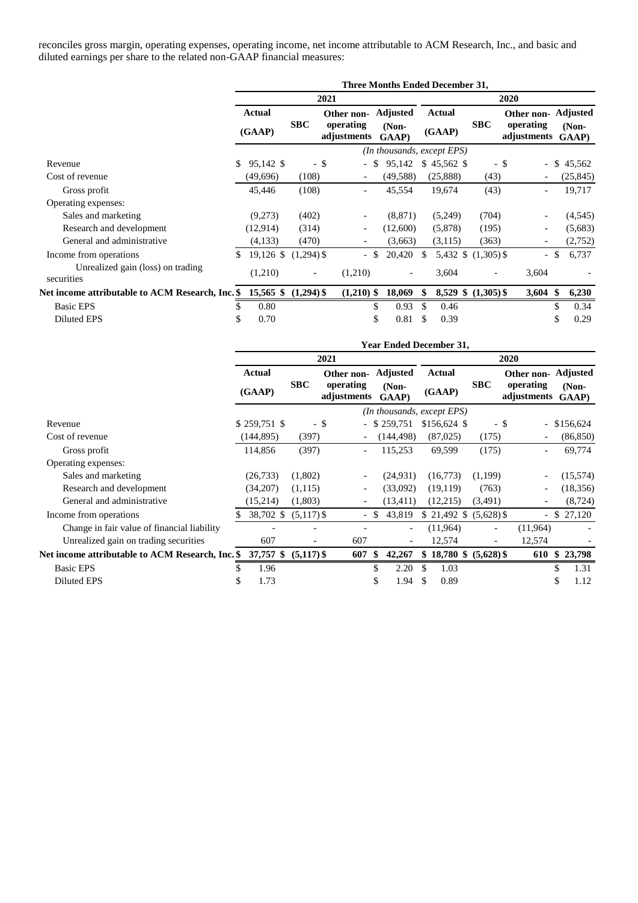reconciles gross margin, operating expenses, operating income, net income attributable to ACM Research, Inc., and basic and diluted earnings per share to the related non-GAAP financial measures:

| | Three Months Ended December 31, | | | | | | | |
|---|---|---|---|---|---|---|---|---|
| | 2021 | | | | 2020 | | | |
| | Actual (GAAP) | SBC | Other non-operating adjustments | Adjusted (Non-GAAP) | Actual (GAAP) | SBC | Other non-operating adjustments | Adjusted (Non-GAAP) |
| | (In thousands, except EPS) | | | | | | | |
| Revenue | $ 95,142 | $ - | $ - | $ 95,142 | $ 45,562 | $ - | $ - | $ 45,562 |
| Cost of revenue | (49,696) | (108) | - | (49,588) | (25,888) | (43) | - | (25,845) |
| Gross profit | 45,446 | (108) | - | 45,554 | 19,674 | (43) | - | 19,717 |
| Operating expenses: | | | | | | | | |
| Sales and marketing | (9,273) | (402) | - | (8,871) | (5,249) | (704) | - | (4,545) |
| Research and development | (12,914) | (314) | - | (12,600) | (5,878) | (195) | - | (5,683) |
| General and administrative | (4,133) | (470) | - | (3,663) | (3,115) | (363) | - | (2,752) |
| Income from operations | $ 19,126 | $ (1,294) | $ - | $ 20,420 | $ 5,432 | $ (1,305) | $ - | $ 6,737 |
| Unrealized gain (loss) on trading securities | (1,210) | - | (1,210) | - | 3,604 | - | 3,604 | - |
| **Net income attributable to ACM Research, Inc.** | **$ 15,565** | **$ (1,294)** | **$ (1,210)** | **$ 18,069** | **$ 8,529** | **$ (1,305)** | **$ 3,604** | **$ 6,230** |
| Basic EPS | $ 0.80 | | | $ 0.93 | $ 0.46 | | | $ 0.34 |
| Diluted EPS | $ 0.70 | | | $ 0.81 | $ 0.39 | | | $ 0.29 |

| | Year Ended December 31, | | | | | | | |
|---|---|---|---|---|---|---|---|---|
| | 2021 | | | | 2020 | | | |
| | Actual (GAAP) | SBC | Other non-operating adjustments | Adjusted (Non-GAAP) | Actual (GAAP) | SBC | Other non-operating adjustments | Adjusted (Non-GAAP) |
| | (In thousands, except EPS) | | | | | | | |
| Revenue | $ 259,751 | $ - | $ - | $ 259,751 | $156,624 | $ - | $ - | $156,624 |
| Cost of revenue | (144,895) | (397) | - | (144,498) | (87,025) | (175) | - | (86,850) |
| Gross profit | 114,856 | (397) | - | 115,253 | 69,599 | (175) | - | 69,774 |
| Operating expenses: | | | | | | | | |
| Sales and marketing | (26,733) | (1,802) | - | (24,931) | (16,773) | (1,199) | - | (15,574) |
| Research and development | (34,207) | (1,115) | - | (33,092) | (19,119) | (763) | - | (18,356) |
| General and administrative | (15,214) | (1,803) | - | (13,411) | (12,215) | (3,491) | - | (8,724) |
| Income from operations | $ 38,702 | $ (5,117) | $ - | $ 43,819 | $ 21,492 | $ (5,628) | $ - | $ 27,120 |
| Change in fair value of financial liability | - | - | - | - | (11,964) | - | (11,964) | - |
| Unrealized gain on trading securities | 607 | - | 607 | - | 12,574 | - | 12,574 | - |
| **Net income attributable to ACM Research, Inc.** | **$ 37,757** | **$ (5,117)** | **$ 607** | **$ 42,267** | **$ 18,780** | **$ (5,628)** | **$ 610** | **$ 23,798** |
| Basic EPS | $ 1.96 | | | $ 2.20 | $ 1.03 | | | $ 1.31 |
| Diluted EPS | $ 1.73 | | | $ 1.94 | $ 0.89 | | | $ 1.12 |